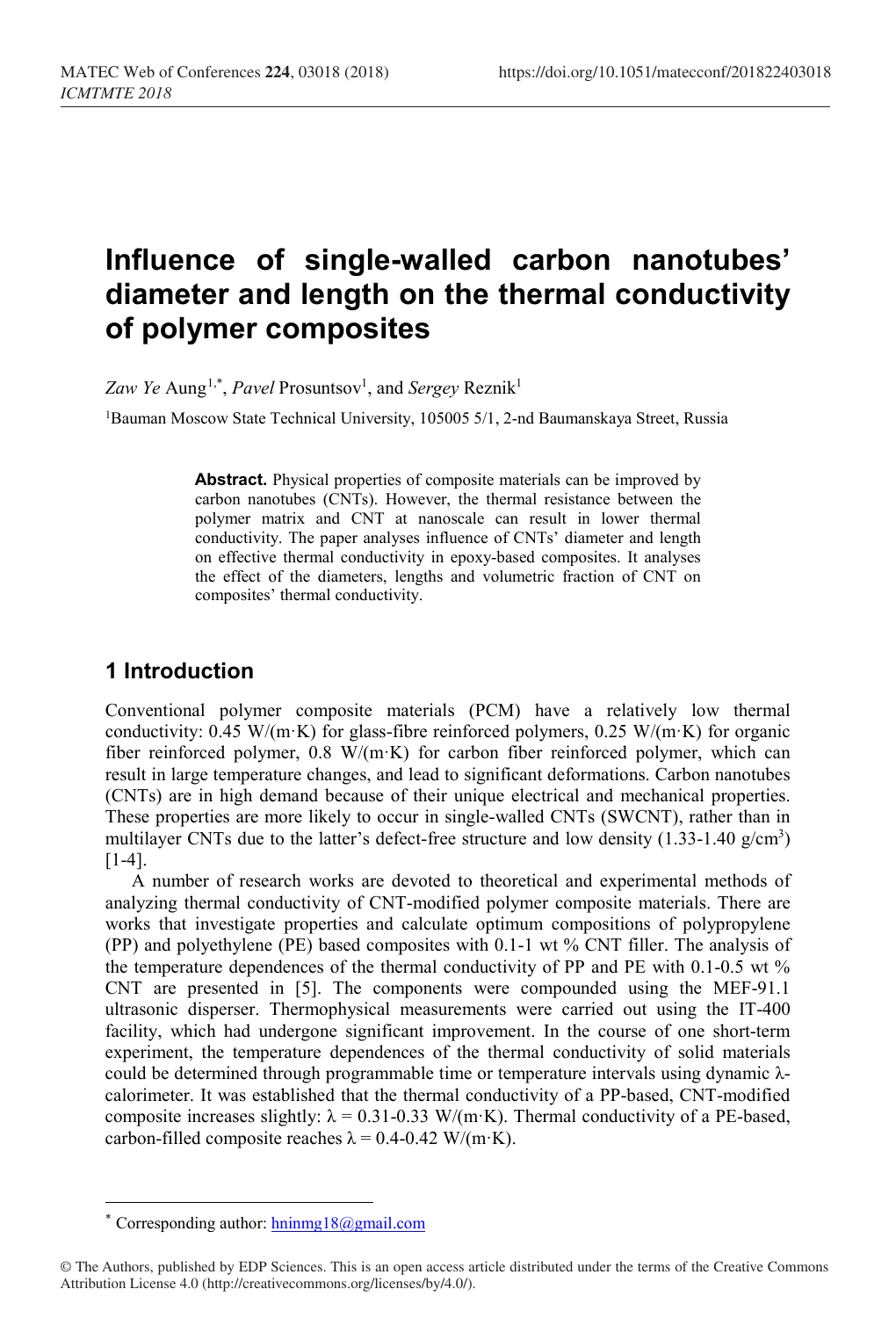# Influence of single-walled carbon nanotubes' diameter and length on the thermal conductivity of polymer composites

*Zaw Ye* Aung[1,*], *Pavel* Prosuntsov[1], and *Sergey* Reznik[1]

[1]Bauman Moscow State Technical University, 105005 5/1, 2-nd Baumanskaya Street, Russia

**Abstract.** Physical properties of composite materials can be improved by carbon nanotubes (CNTs). However, the thermal resistance between the polymer matrix and CNT at nanoscale can result in lower thermal conductivity. The paper analyses influence of CNTs' diameter and length on effective thermal conductivity in epoxy-based composites. It analyses the effect of the diameters, lengths and volumetric fraction of CNT on composites' thermal conductivity.

## 1 Introduction

Conventional polymer composite materials (PCM) have a relatively low thermal conductivity: 0.45 W/(m·K) for glass-fibre reinforced polymers, 0.25 W/(m·K) for organic fiber reinforced polymer, 0.8 W/(m·K) for carbon fiber reinforced polymer, which can result in large temperature changes, and lead to significant deformations. Carbon nanotubes (CNTs) are in high demand because of their unique electrical and mechanical properties. These properties are more likely to occur in single-walled CNTs (SWCNT), rather than in multilayer CNTs due to the latter's defect-free structure and low density (1.33-1.40 g/cm$^3$) [1-4].

A number of research works are devoted to theoretical and experimental methods of analyzing thermal conductivity of CNT-modified polymer composite materials. There are works that investigate properties and calculate optimum compositions of polypropylene (PP) and polyethylene (PE) based composites with 0.1-1 wt % CNT filler. The analysis of the temperature dependences of the thermal conductivity of PP and PE with 0.1-0.5 wt % CNT are presented in [5]. The components were compounded using the MEF-91.1 ultrasonic disperser. Thermophysical measurements were carried out using the IT-400 facility, which had undergone significant improvement. In the course of one short-term experiment, the temperature dependences of the thermal conductivity of solid materials could be determined through programmable time or temperature intervals using dynamic λ-calorimeter. It was established that the thermal conductivity of a PP-based, CNT-modified composite increases slightly: $\lambda$ = 0.31-0.33 W/(m·K). Thermal conductivity of a PE-based, carbon-filled composite reaches $\lambda$ = 0.4-0.42 W/(m·K).

---

* Corresponding author: hninmg18@gmail.com

© The Authors, published by EDP Sciences. This is an open access article distributed under the terms of the Creative Commons Attribution License 4.0 (http://creativecommons.org/licenses/by/4.0/).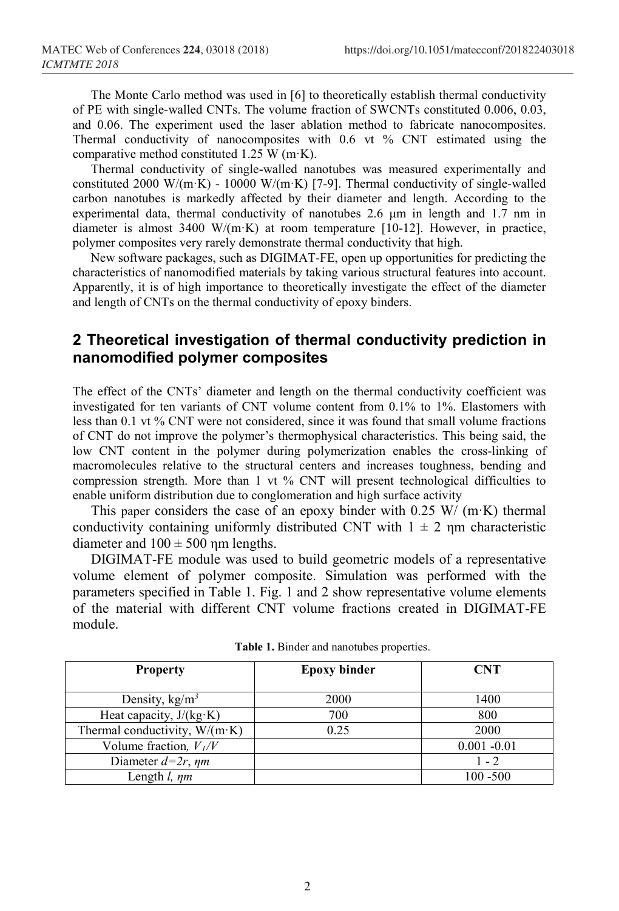The Monte Carlo method was used in [6] to theoretically establish thermal conductivity of PE with single-walled CNTs. The volume fraction of SWCNTs constituted 0.006, 0.03, and 0.06. The experiment used the laser ablation method to fabricate nanocomposites. Thermal conductivity of nanocomposites with 0.6 vt % CNT estimated using the comparative method constituted 1.25 W (m·K).

Thermal conductivity of single-walled nanotubes was measured experimentally and constituted 2000 W/(m·K) - 10000 W/(m·K) [7-9]. Thermal conductivity of single-walled carbon nanotubes is markedly affected by their diameter and length. According to the experimental data, thermal conductivity of nanotubes 2.6 μm in length and 1.7 nm in diameter is almost 3400 W/(m·K) at room temperature [10-12]. However, in practice, polymer composites very rarely demonstrate thermal conductivity that high.

New software packages, such as DIGIMAT-FE, open up opportunities for predicting the characteristics of nanomodified materials by taking various structural features into account. Apparently, it is of high importance to theoretically investigate the effect of the diameter and length of CNTs on the thermal conductivity of epoxy binders.

## 2 Theoretical investigation of thermal conductivity prediction in nanomodified polymer composites

The effect of the CNTs' diameter and length on the thermal conductivity coefficient was investigated for ten variants of CNT volume content from 0.1% to 1%. Elastomers with less than 0.1 vt % CNT were not considered, since it was found that small volume fractions of CNT do not improve the polymer's thermophysical characteristics. This being said, the low CNT content in the polymer during polymerization enables the cross-linking of macromolecules relative to the structural centers and increases toughness, bending and compression strength. More than 1 vt % CNT will present technological difficulties to enable uniform distribution due to conglomeration and high surface activity

This paper considers the case of an epoxy binder with 0.25 W/ (m·K) thermal conductivity containing uniformly distributed CNT with $1 \pm 2$ ηm characteristic diameter and $100 \pm 500$ ηm lengths.

DIGIMAT-FE module was used to build geometric models of a representative volume element of polymer composite. Simulation was performed with the parameters specified in Table 1. Fig. 1 and 2 show representative volume elements of the material with different CNT volume fractions created in DIGIMAT-FE module.

**Table 1.** Binder and nanotubes properties.

| Property | Epoxy binder | CNT |
| --- | --- | --- |
| Density, kg/m$^3$ | 2000 | 1400 |
| Heat capacity, J/(kg·K) | 700 | 800 |
| Thermal conductivity, W/(m·K) | 0.25 | 2000 |
| Volume fraction, $V_1/V$ | | 0.001 -0.01 |
| Diameter $d=2r$, *ηm* | | 1 - 2 |
| Length *l, ηm* | | 100 -500 |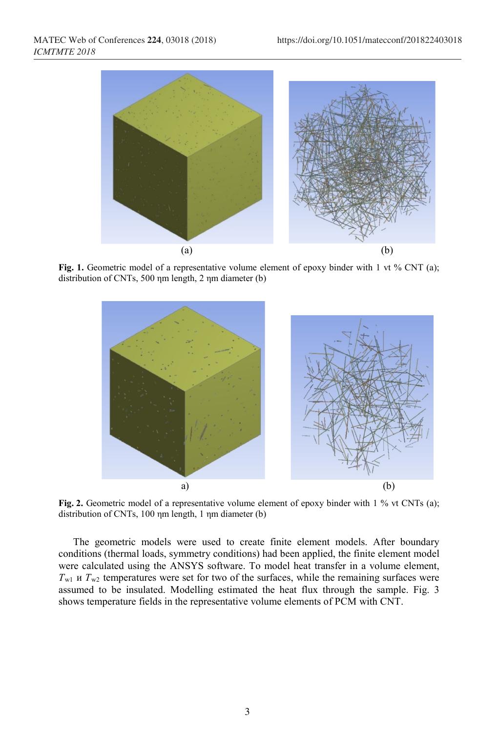(a) (b)

**Fig. 1.** Geometric model of a representative volume element of epoxy binder with 1 vt % CNT (a); distribution of CNTs, 500 ηm length, 2 ηm diameter (b)

a) (b)

**Fig. 2.** Geometric model of a representative volume element of epoxy binder with 1 % vt CNTs (a); distribution of CNTs, 100 ηm length, 1 ηm diameter (b)

The geometric models were used to create finite element models. After boundary conditions (thermal loads, symmetry conditions) had been applied, the finite element model were calculated using the ANSYS software. To model heat transfer in a volume element, $T_{w1}$ и $T_{w2}$ temperatures were set for two of the surfaces, while the remaining surfaces were assumed to be insulated. Modelling estimated the heat flux through the sample. Fig. 3 shows temperature fields in the representative volume elements of PCM with CNT.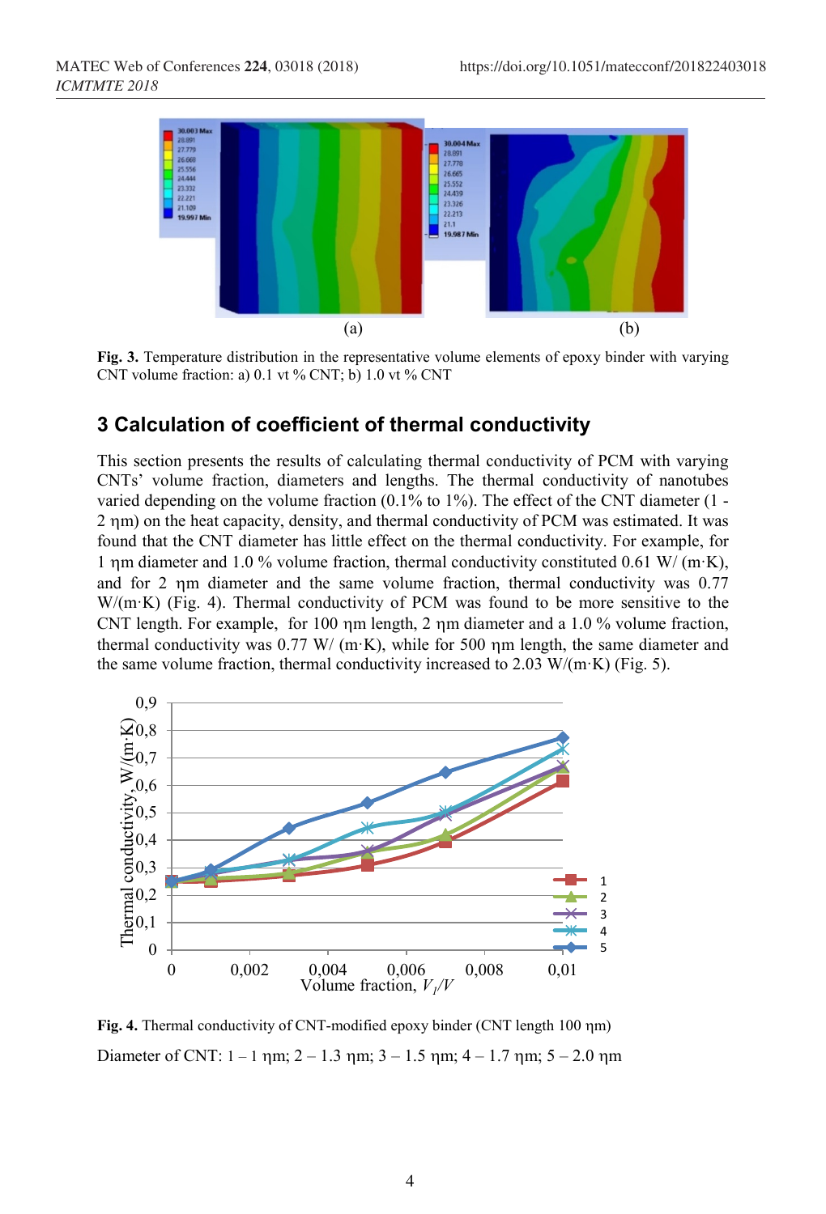Fig. 3. Temperature distribution in the representative volume elements of epoxy binder with varying CNT volume fraction: a) 0.1 vt % CNT; b) 1.0 vt % CNT

## 3 Calculation of coefficient of thermal conductivity

This section presents the results of calculating thermal conductivity of PCM with varying CNTs' volume fraction, diameters and lengths. The thermal conductivity of nanotubes varied depending on the volume fraction (0.1% to 1%). The effect of the CNT diameter (1 - 2 ηm) on the heat capacity, density, and thermal conductivity of PCM was estimated. It was found that the CNT diameter has little effect on the thermal conductivity. For example, for 1 ηm diameter and 1.0 % volume fraction, thermal conductivity constituted 0.61 W/ (m·K), and for 2 ηm diameter and the same volume fraction, thermal conductivity was 0.77 W/(m·K) (Fig. 4). Thermal conductivity of PCM was found to be more sensitive to the CNT length. For example, for 100 ηm length, 2 ηm diameter and a 1.0 % volume fraction, thermal conductivity was 0.77 W/ (m·K), while for 500 ηm length, the same diameter and the same volume fraction, thermal conductivity increased to 2.03 W/(m·K) (Fig. 5).

Fig. 4. Thermal conductivity of CNT-modified epoxy binder (CNT length 100 ηm)

Diameter of CNT: 1 – 1 ηm; 2 – 1.3 ηm; 3 – 1.5 ηm; 4 – 1.7 ηm; 5 – 2.0 ηm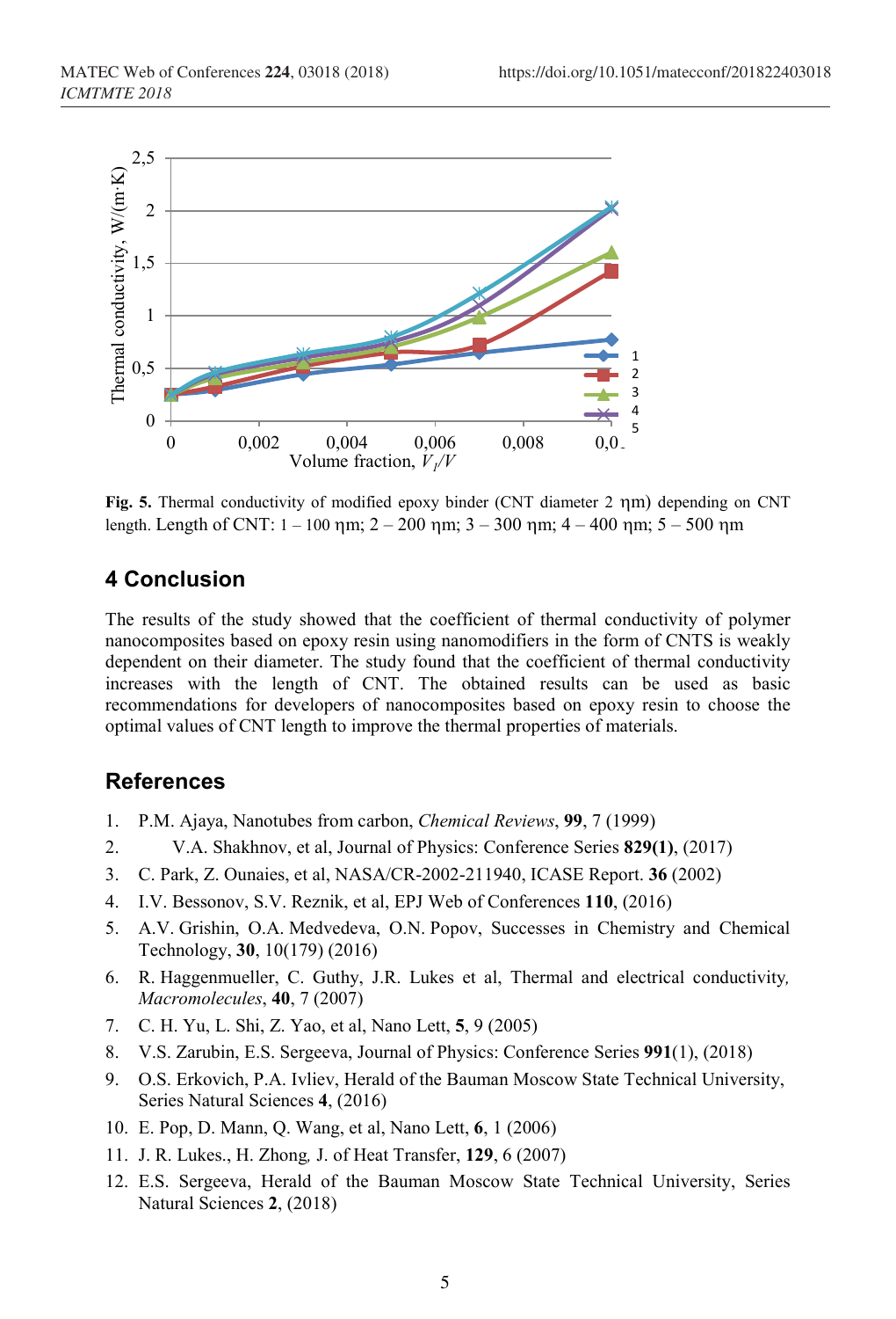2,5

2

1,5

1

0,5

0

0

0,002

0,004

0,006

0,008

0,0

Thermal conductivity, W/(m·K)

Volume fraction, $V_1/V$

1

2

3

4

5

**Fig. 5.** Thermal conductivity of modified epoxy binder (CNT diameter 2 ηm) depending on CNT length. Length of CNT: 1 – 100 ηm; 2 – 200 ηm; 3 – 300 ηm; 4 – 400 ηm; 5 – 500 ηm

## 4 Conclusion

The results of the study showed that the coefficient of thermal conductivity of polymer nanocomposites based on epoxy resin using nanomodifiers in the form of CNTS is weakly dependent on their diameter. The study found that the coefficient of thermal conductivity increases with the length of CNT. The obtained results can be used as basic recommendations for developers of nanocomposites based on epoxy resin to choose the optimal values of CNT length to improve the thermal properties of materials.

## References

1. P.M. Ajaya, Nanotubes from carbon, *Chemical Reviews*, **99**, 7 (1999)
2. V.A. Shakhnov, et al, Journal of Physics: Conference Series **829(1)**, (2017)
3. C. Park, Z. Ounaies, et al, NASA/CR-2002-211940, ICASE Report. **36** (2002)
4. I.V. Bessonov, S.V. Reznik, et al, EPJ Web of Conferences **110**, (2016)
5. A.V. Grishin, O.A. Medvedeva, O.N. Popov, Successes in Chemistry and Chemical Technology, **30**, 10(179) (2016)
6. R. Haggenmueller, C. Guthy, J.R. Lukes et al, Thermal and electrical conductivity, *Macromolecules*, **40**, 7 (2007)
7. C. H. Yu, L. Shi, Z. Yao, et al, Nano Lett, **5**, 9 (2005)
8. V.S. Zarubin, E.S. Sergeeva, Journal of Physics: Conference Series **991**(1), (2018)
9. O.S. Erkovich, P.A. Ivliev, Herald of the Bauman Moscow State Technical University, Series Natural Sciences **4**, (2016)
10. E. Pop, D. Mann, Q. Wang, et al, Nano Lett, **6**, 1 (2006)
11. J. R. Lukes., H. Zhong, J. of Heat Transfer, **129**, 6 (2007)
12. E.S. Sergeeva, Herald of the Bauman Moscow State Technical University, Series Natural Sciences **2**, (2018)